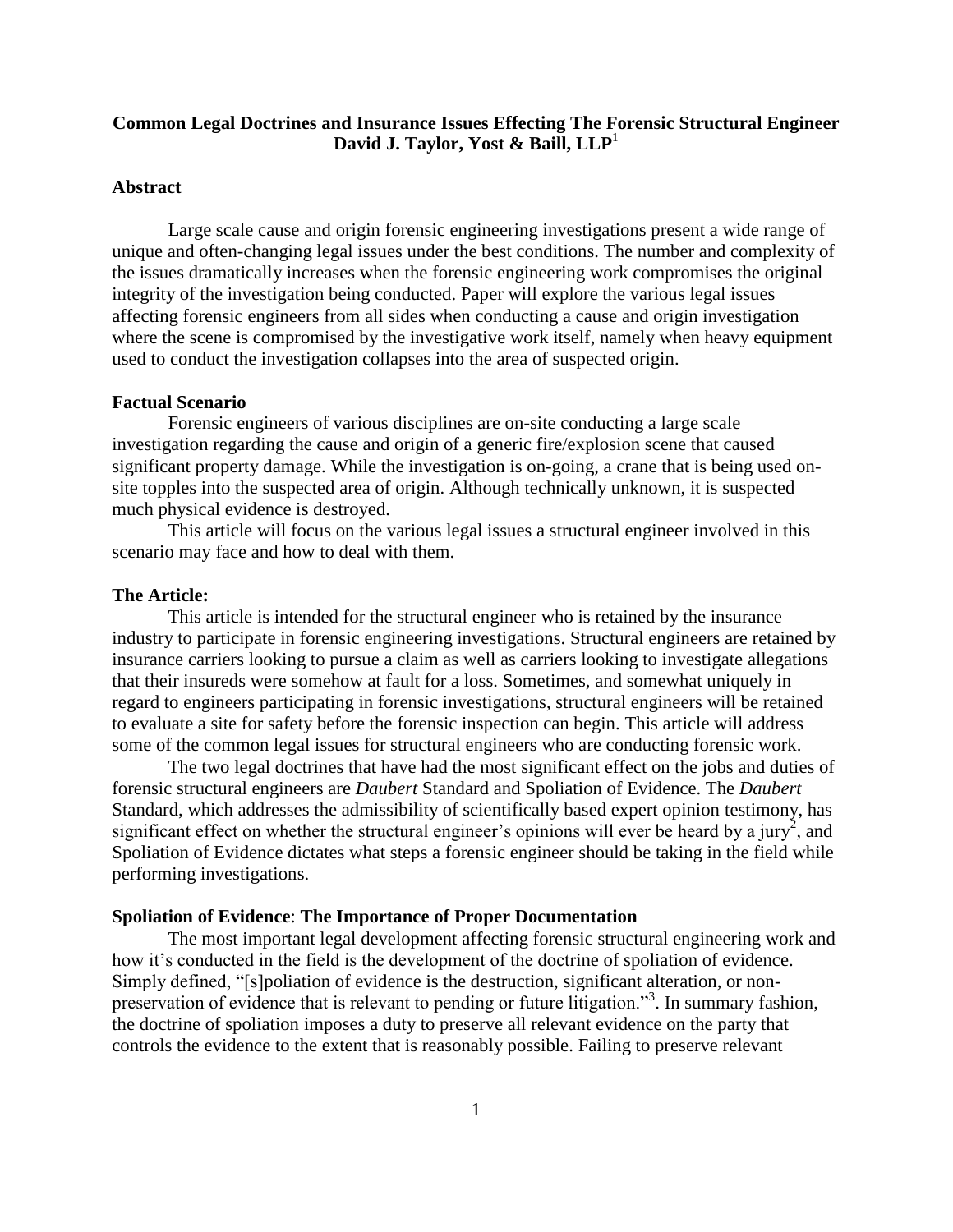**Common Legal Doctrines and Insurance Issues Effecting The Forensic Structural Engineer**
**David J. Taylor, Yost & Baill, LLP**[1]

## Abstract

Large scale cause and origin forensic engineering investigations present a wide range of unique and often-changing legal issues under the best conditions. The number and complexity of the issues dramatically increases when the forensic engineering work compromises the original integrity of the investigation being conducted. Paper will explore the various legal issues affecting forensic engineers from all sides when conducting a cause and origin investigation where the scene is compromised by the investigative work itself, namely when heavy equipment used to conduct the investigation collapses into the area of suspected origin.

## Factual Scenario

Forensic engineers of various disciplines are on-site conducting a large scale investigation regarding the cause and origin of a generic fire/explosion scene that caused significant property damage. While the investigation is on-going, a crane that is being used on-site topples into the suspected area of origin. Although technically unknown, it is suspected much physical evidence is destroyed.

This article will focus on the various legal issues a structural engineer involved in this scenario may face and how to deal with them.

## The Article:

This article is intended for the structural engineer who is retained by the insurance industry to participate in forensic engineering investigations. Structural engineers are retained by insurance carriers looking to pursue a claim as well as carriers looking to investigate allegations that their insureds were somehow at fault for a loss. Sometimes, and somewhat uniquely in regard to engineers participating in forensic investigations, structural engineers will be retained to evaluate a site for safety before the forensic inspection can begin. This article will address some of the common legal issues for structural engineers who are conducting forensic work.

The two legal doctrines that have had the most significant effect on the jobs and duties of forensic structural engineers are *Daubert* Standard and Spoliation of Evidence. The *Daubert* Standard, which addresses the admissibility of scientifically based expert opinion testimony, has significant effect on whether the structural engineer's opinions will ever be heard by a jury[2], and Spoliation of Evidence dictates what steps a forensic engineer should be taking in the field while performing investigations.

## Spoliation of Evidence: The Importance of Proper Documentation

The most important legal development affecting forensic structural engineering work and how it's conducted in the field is the development of the doctrine of spoliation of evidence. Simply defined, "[s]poliation of evidence is the destruction, significant alteration, or non-preservation of evidence that is relevant to pending or future litigation."[3]. In summary fashion, the doctrine of spoliation imposes a duty to preserve all relevant evidence on the party that controls the evidence to the extent that is reasonably possible. Failing to preserve relevant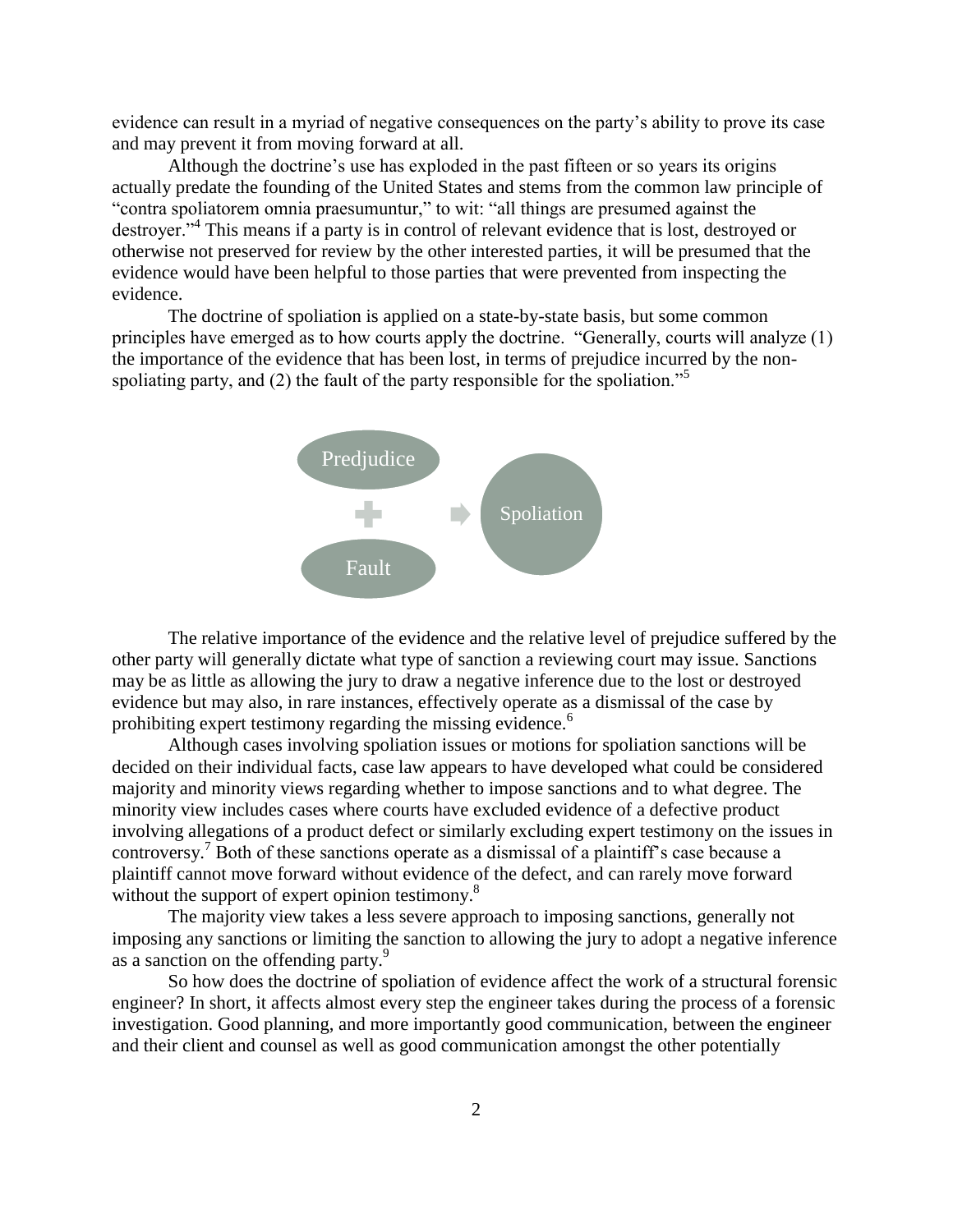evidence can result in a myriad of negative consequences on the party's ability to prove its case and may prevent it from moving forward at all.

Although the doctrine's use has exploded in the past fifteen or so years its origins actually predate the founding of the United States and stems from the common law principle of "contra spoliatorem omnia praesumuntur," to wit: "all things are presumed against the destroyer."[4] This means if a party is in control of relevant evidence that is lost, destroyed or otherwise not preserved for review by the other interested parties, it will be presumed that the evidence would have been helpful to those parties that were prevented from inspecting the evidence.

The doctrine of spoliation is applied on a state-by-state basis, but some common principles have emerged as to how courts apply the doctrine. "Generally, courts will analyze (1) the importance of the evidence that has been lost, in terms of prejudice incurred by the non-spoliating party, and (2) the fault of the party responsible for the spoliation."[5]

Predjudice + Fault → Spoliation

The relative importance of the evidence and the relative level of prejudice suffered by the other party will generally dictate what type of sanction a reviewing court may issue. Sanctions may be as little as allowing the jury to draw a negative inference due to the lost or destroyed evidence but may also, in rare instances, effectively operate as a dismissal of the case by prohibiting expert testimony regarding the missing evidence.[6]

Although cases involving spoliation issues or motions for spoliation sanctions will be decided on their individual facts, case law appears to have developed what could be considered majority and minority views regarding whether to impose sanctions and to what degree. The minority view includes cases where courts have excluded evidence of a defective product involving allegations of a product defect or similarly excluding expert testimony on the issues in controversy.[7] Both of these sanctions operate as a dismissal of a plaintiff's case because a plaintiff cannot move forward without evidence of the defect, and can rarely move forward without the support of expert opinion testimony.[8]

The majority view takes a less severe approach to imposing sanctions, generally not imposing any sanctions or limiting the sanction to allowing the jury to adopt a negative inference as a sanction on the offending party.[9]

So how does the doctrine of spoliation of evidence affect the work of a structural forensic engineer? In short, it affects almost every step the engineer takes during the process of a forensic investigation. Good planning, and more importantly good communication, between the engineer and their client and counsel as well as good communication amongst the other potentially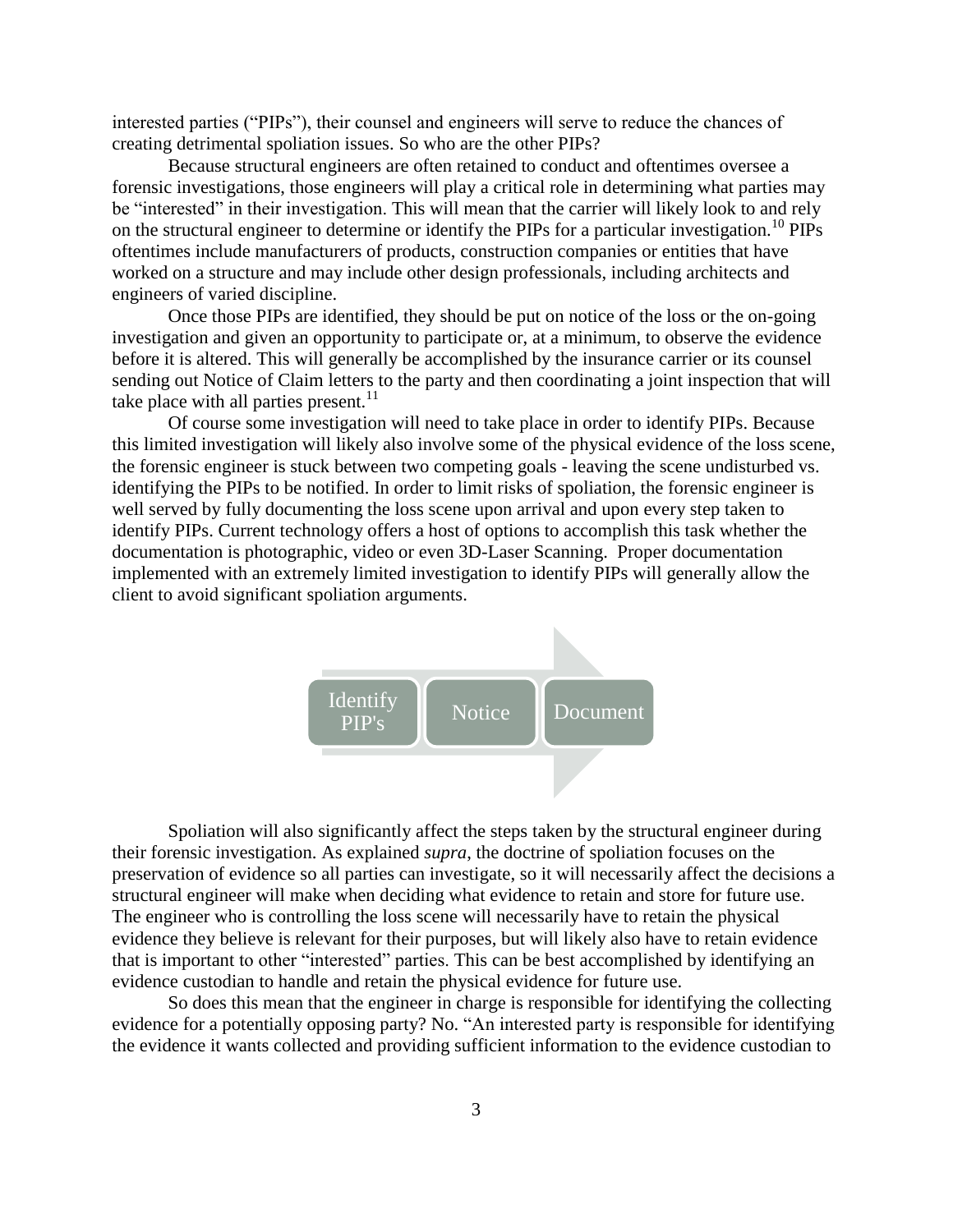interested parties ("PIPs"), their counsel and engineers will serve to reduce the chances of creating detrimental spoliation issues. So who are the other PIPs?

Because structural engineers are often retained to conduct and oftentimes oversee a forensic investigations, those engineers will play a critical role in determining what parties may be "interested" in their investigation. This will mean that the carrier will likely look to and rely on the structural engineer to determine or identify the PIPs for a particular investigation.[10] PIPs oftentimes include manufacturers of products, construction companies or entities that have worked on a structure and may include other design professionals, including architects and engineers of varied discipline.

Once those PIPs are identified, they should be put on notice of the loss or the on-going investigation and given an opportunity to participate or, at a minimum, to observe the evidence before it is altered. This will generally be accomplished by the insurance carrier or its counsel sending out Notice of Claim letters to the party and then coordinating a joint inspection that will take place with all parties present.[11]

Of course some investigation will need to take place in order to identify PIPs. Because this limited investigation will likely also involve some of the physical evidence of the loss scene, the forensic engineer is stuck between two competing goals - leaving the scene undisturbed vs. identifying the PIPs to be notified. In order to limit risks of spoliation, the forensic engineer is well served by fully documenting the loss scene upon arrival and upon every step taken to identify PIPs. Current technology offers a host of options to accomplish this task whether the documentation is photographic, video or even 3D-Laser Scanning. Proper documentation implemented with an extremely limited investigation to identify PIPs will generally allow the client to avoid significant spoliation arguments.

Identify PIP's → Notice → Document

Spoliation will also significantly affect the steps taken by the structural engineer during their forensic investigation. As explained *supra*, the doctrine of spoliation focuses on the preservation of evidence so all parties can investigate, so it will necessarily affect the decisions a structural engineer will make when deciding what evidence to retain and store for future use. The engineer who is controlling the loss scene will necessarily have to retain the physical evidence they believe is relevant for their purposes, but will likely also have to retain evidence that is important to other "interested" parties. This can be best accomplished by identifying an evidence custodian to handle and retain the physical evidence for future use.

So does this mean that the engineer in charge is responsible for identifying the collecting evidence for a potentially opposing party? No. "An interested party is responsible for identifying the evidence it wants collected and providing sufficient information to the evidence custodian to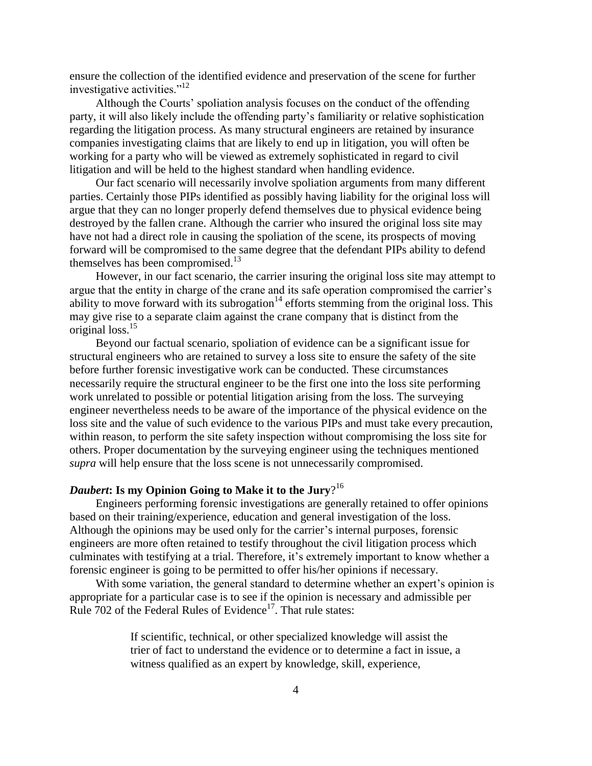ensure the collection of the identified evidence and preservation of the scene for further investigative activities."[12]

Although the Courts' spoliation analysis focuses on the conduct of the offending party, it will also likely include the offending party's familiarity or relative sophistication regarding the litigation process. As many structural engineers are retained by insurance companies investigating claims that are likely to end up in litigation, you will often be working for a party who will be viewed as extremely sophisticated in regard to civil litigation and will be held to the highest standard when handling evidence.

Our fact scenario will necessarily involve spoliation arguments from many different parties. Certainly those PIPs identified as possibly having liability for the original loss will argue that they can no longer properly defend themselves due to physical evidence being destroyed by the fallen crane. Although the carrier who insured the original loss site may have not had a direct role in causing the spoliation of the scene, its prospects of moving forward will be compromised to the same degree that the defendant PIPs ability to defend themselves has been compromised.[13]

However, in our fact scenario, the carrier insuring the original loss site may attempt to argue that the entity in charge of the crane and its safe operation compromised the carrier's ability to move forward with its subrogation[14] efforts stemming from the original loss. This may give rise to a separate claim against the crane company that is distinct from the original loss.[15]

Beyond our factual scenario, spoliation of evidence can be a significant issue for structural engineers who are retained to survey a loss site to ensure the safety of the site before further forensic investigative work can be conducted. These circumstances necessarily require the structural engineer to be the first one into the loss site performing work unrelated to possible or potential litigation arising from the loss. The surveying engineer nevertheless needs to be aware of the importance of the physical evidence on the loss site and the value of such evidence to the various PIPs and must take every precaution, within reason, to perform the site safety inspection without compromising the loss site for others. Proper documentation by the surveying engineer using the techniques mentioned *supra* will help ensure that the loss scene is not unnecessarily compromised.

### ***Daubert*: Is my Opinion Going to Make it to the Jury?**[16]

Engineers performing forensic investigations are generally retained to offer opinions based on their training/experience, education and general investigation of the loss. Although the opinions may be used only for the carrier's internal purposes, forensic engineers are more often retained to testify throughout the civil litigation process which culminates with testifying at a trial. Therefore, it's extremely important to know whether a forensic engineer is going to be permitted to offer his/her opinions if necessary.

With some variation, the general standard to determine whether an expert's opinion is appropriate for a particular case is to see if the opinion is necessary and admissible per Rule 702 of the Federal Rules of Evidence[17]. That rule states:

> If scientific, technical, or other specialized knowledge will assist the trier of fact to understand the evidence or to determine a fact in issue, a witness qualified as an expert by knowledge, skill, experience,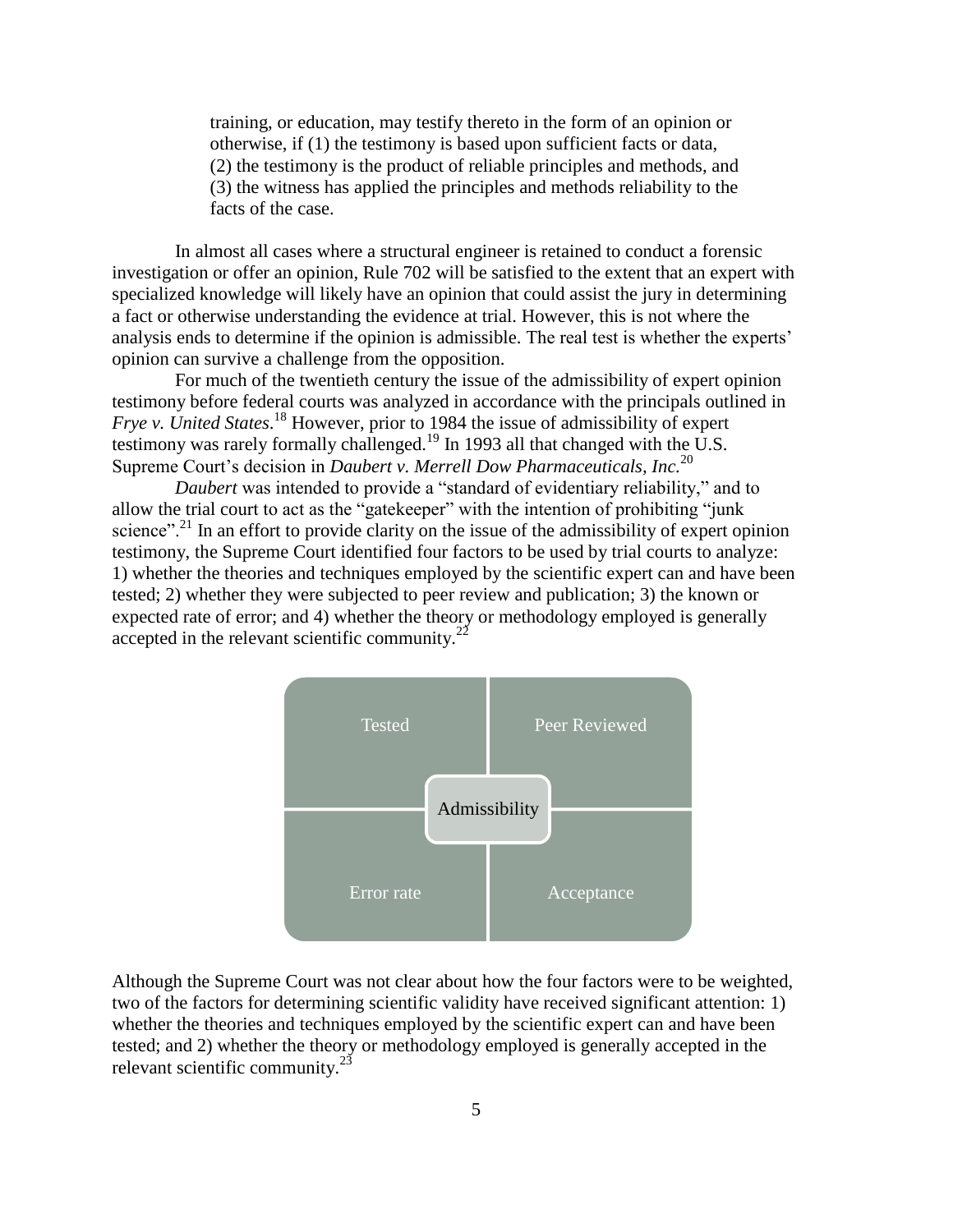> training, or education, may testify thereto in the form of an opinion or otherwise, if (1) the testimony is based upon sufficient facts or data, (2) the testimony is the product of reliable principles and methods, and (3) the witness has applied the principles and methods reliability to the facts of the case.

In almost all cases where a structural engineer is retained to conduct a forensic investigation or offer an opinion, Rule 702 will be satisfied to the extent that an expert with specialized knowledge will likely have an opinion that could assist the jury in determining a fact or otherwise understanding the evidence at trial. However, this is not where the analysis ends to determine if the opinion is admissible. The real test is whether the experts' opinion can survive a challenge from the opposition.

For much of the twentieth century the issue of the admissibility of expert opinion testimony before federal courts was analyzed in accordance with the principals outlined in *Frye v. United States*.[18] However, prior to 1984 the issue of admissibility of expert testimony was rarely formally challenged.[19] In 1993 all that changed with the U.S. Supreme Court's decision in *Daubert v. Merrell Dow Pharmaceuticals, Inc.*[20]

*Daubert* was intended to provide a "standard of evidentiary reliability," and to allow the trial court to act as the "gatekeeper" with the intention of prohibiting "junk science".[21] In an effort to provide clarity on the issue of the admissibility of expert opinion testimony, the Supreme Court identified four factors to be used by trial courts to analyze: 1) whether the theories and techniques employed by the scientific expert can and have been tested; 2) whether they were subjected to peer review and publication; 3) the known or expected rate of error; and 4) whether the theory or methodology employed is generally accepted in the relevant scientific community.[22]

| Tested | Peer Reviewed |
|---|---|
| Error rate | Acceptance |

Admissibility

Although the Supreme Court was not clear about how the four factors were to be weighted, two of the factors for determining scientific validity have received significant attention: 1) whether the theories and techniques employed by the scientific expert can and have been tested; and 2) whether the theory or methodology employed is generally accepted in the relevant scientific community.[23]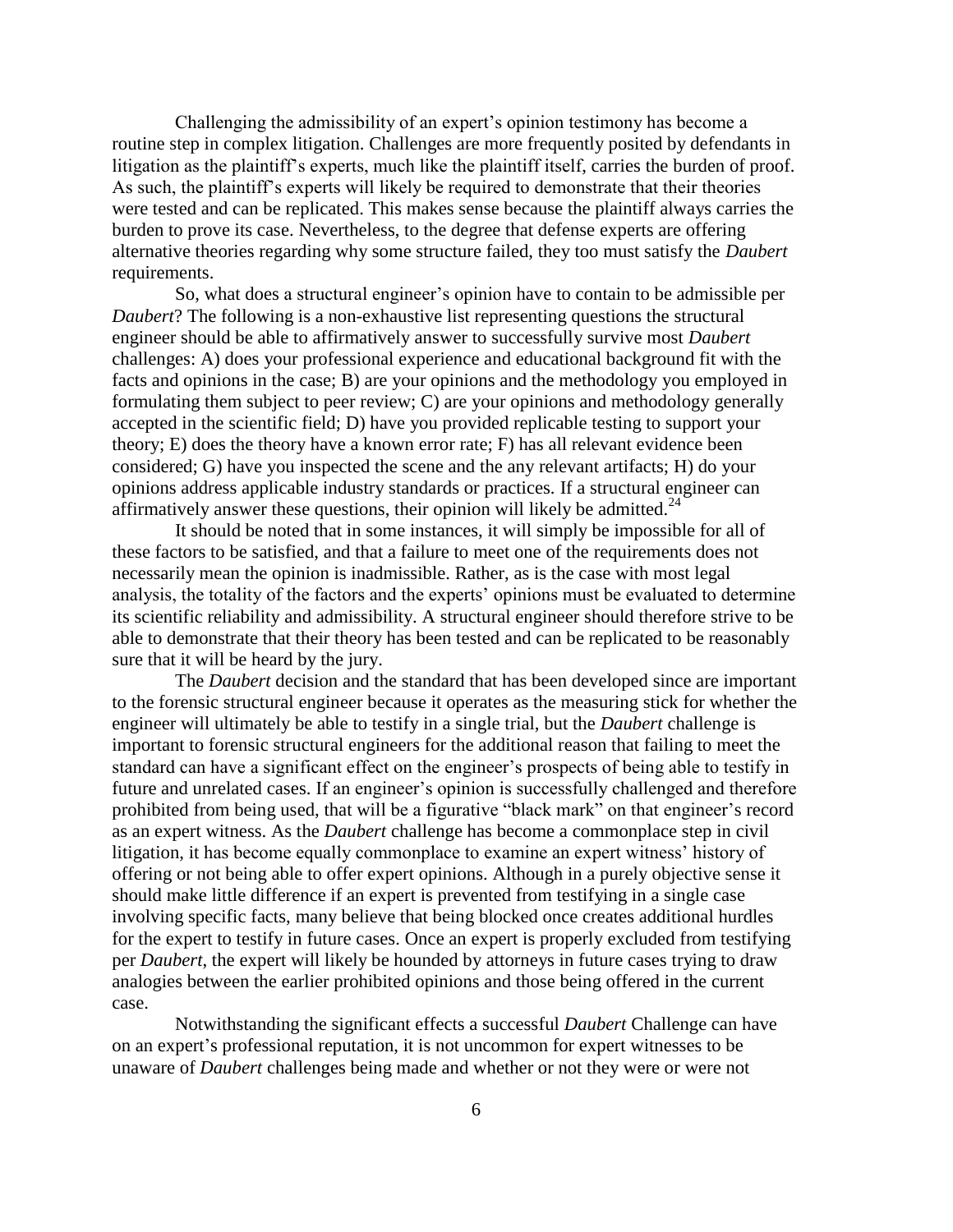Challenging the admissibility of an expert's opinion testimony has become a routine step in complex litigation. Challenges are more frequently posited by defendants in litigation as the plaintiff's experts, much like the plaintiff itself, carries the burden of proof. As such, the plaintiff's experts will likely be required to demonstrate that their theories were tested and can be replicated. This makes sense because the plaintiff always carries the burden to prove its case. Nevertheless, to the degree that defense experts are offering alternative theories regarding why some structure failed, they too must satisfy the *Daubert* requirements.

So, what does a structural engineer's opinion have to contain to be admissible per *Daubert*? The following is a non-exhaustive list representing questions the structural engineer should be able to affirmatively answer to successfully survive most *Daubert* challenges: A) does your professional experience and educational background fit with the facts and opinions in the case; B) are your opinions and the methodology you employed in formulating them subject to peer review; C) are your opinions and methodology generally accepted in the scientific field; D) have you provided replicable testing to support your theory; E) does the theory have a known error rate; F) has all relevant evidence been considered; G) have you inspected the scene and the any relevant artifacts; H) do your opinions address applicable industry standards or practices. If a structural engineer can affirmatively answer these questions, their opinion will likely be admitted.[24]

It should be noted that in some instances, it will simply be impossible for all of these factors to be satisfied, and that a failure to meet one of the requirements does not necessarily mean the opinion is inadmissible. Rather, as is the case with most legal analysis, the totality of the factors and the experts' opinions must be evaluated to determine its scientific reliability and admissibility. A structural engineer should therefore strive to be able to demonstrate that their theory has been tested and can be replicated to be reasonably sure that it will be heard by the jury.

The *Daubert* decision and the standard that has been developed since are important to the forensic structural engineer because it operates as the measuring stick for whether the engineer will ultimately be able to testify in a single trial, but the *Daubert* challenge is important to forensic structural engineers for the additional reason that failing to meet the standard can have a significant effect on the engineer's prospects of being able to testify in future and unrelated cases. If an engineer's opinion is successfully challenged and therefore prohibited from being used, that will be a figurative "black mark" on that engineer's record as an expert witness. As the *Daubert* challenge has become a commonplace step in civil litigation, it has become equally commonplace to examine an expert witness' history of offering or not being able to offer expert opinions. Although in a purely objective sense it should make little difference if an expert is prevented from testifying in a single case involving specific facts, many believe that being blocked once creates additional hurdles for the expert to testify in future cases. Once an expert is properly excluded from testifying per *Daubert*, the expert will likely be hounded by attorneys in future cases trying to draw analogies between the earlier prohibited opinions and those being offered in the current case.

Notwithstanding the significant effects a successful *Daubert* Challenge can have on an expert's professional reputation, it is not uncommon for expert witnesses to be unaware of *Daubert* challenges being made and whether or not they were or were not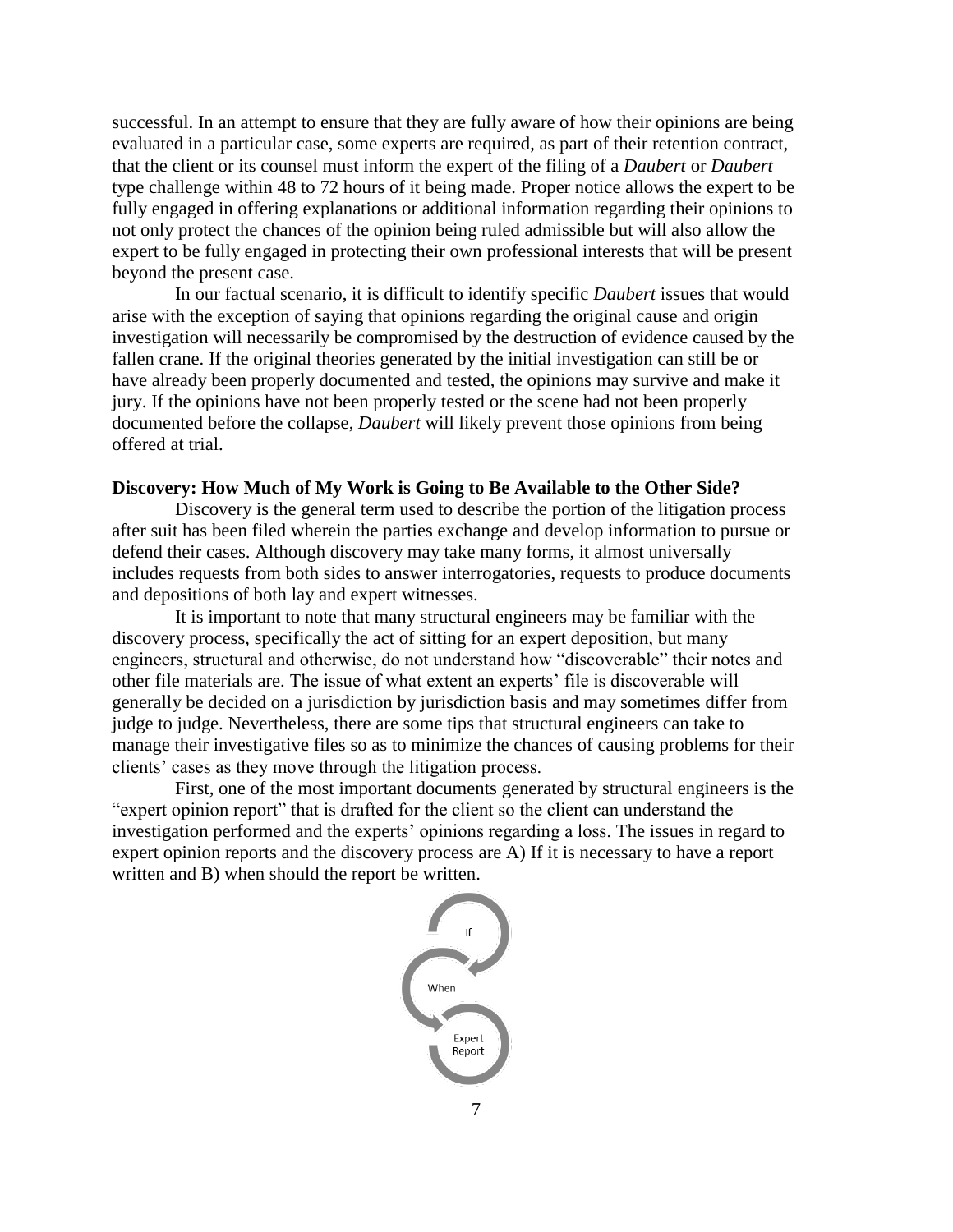successful. In an attempt to ensure that they are fully aware of how their opinions are being evaluated in a particular case, some experts are required, as part of their retention contract, that the client or its counsel must inform the expert of the filing of a *Daubert* or *Daubert* type challenge within 48 to 72 hours of it being made. Proper notice allows the expert to be fully engaged in offering explanations or additional information regarding their opinions to not only protect the chances of the opinion being ruled admissible but will also allow the expert to be fully engaged in protecting their own professional interests that will be present beyond the present case.

In our factual scenario, it is difficult to identify specific *Daubert* issues that would arise with the exception of saying that opinions regarding the original cause and origin investigation will necessarily be compromised by the destruction of evidence caused by the fallen crane. If the original theories generated by the initial investigation can still be or have already been properly documented and tested, the opinions may survive and make it jury. If the opinions have not been properly tested or the scene had not been properly documented before the collapse, *Daubert* will likely prevent those opinions from being offered at trial.

**Discovery: How Much of My Work is Going to Be Available to the Other Side?**

Discovery is the general term used to describe the portion of the litigation process after suit has been filed wherein the parties exchange and develop information to pursue or defend their cases. Although discovery may take many forms, it almost universally includes requests from both sides to answer interrogatories, requests to produce documents and depositions of both lay and expert witnesses.

It is important to note that many structural engineers may be familiar with the discovery process, specifically the act of sitting for an expert deposition, but many engineers, structural and otherwise, do not understand how "discoverable" their notes and other file materials are. The issue of what extent an experts' file is discoverable will generally be decided on a jurisdiction by jurisdiction basis and may sometimes differ from judge to judge. Nevertheless, there are some tips that structural engineers can take to manage their investigative files so as to minimize the chances of causing problems for their clients' cases as they move through the litigation process.

First, one of the most important documents generated by structural engineers is the "expert opinion report" that is drafted for the client so the client can understand the investigation performed and the experts' opinions regarding a loss. The issues in regard to expert opinion reports and the discovery process are A) If it is necessary to have a report written and B) when should the report be written.

If

When

Expert Report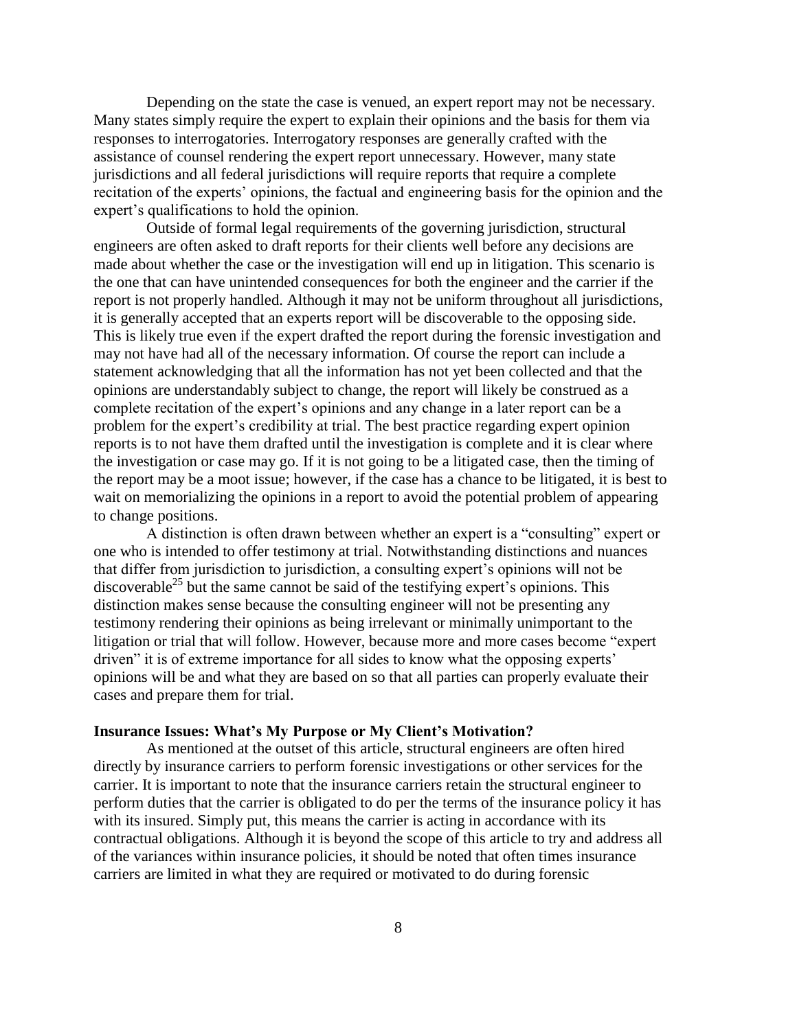Depending on the state the case is venued, an expert report may not be necessary. Many states simply require the expert to explain their opinions and the basis for them via responses to interrogatories. Interrogatory responses are generally crafted with the assistance of counsel rendering the expert report unnecessary. However, many state jurisdictions and all federal jurisdictions will require reports that require a complete recitation of the experts' opinions, the factual and engineering basis for the opinion and the expert's qualifications to hold the opinion.

Outside of formal legal requirements of the governing jurisdiction, structural engineers are often asked to draft reports for their clients well before any decisions are made about whether the case or the investigation will end up in litigation. This scenario is the one that can have unintended consequences for both the engineer and the carrier if the report is not properly handled. Although it may not be uniform throughout all jurisdictions, it is generally accepted that an experts report will be discoverable to the opposing side. This is likely true even if the expert drafted the report during the forensic investigation and may not have had all of the necessary information. Of course the report can include a statement acknowledging that all the information has not yet been collected and that the opinions are understandably subject to change, the report will likely be construed as a complete recitation of the expert's opinions and any change in a later report can be a problem for the expert's credibility at trial. The best practice regarding expert opinion reports is to not have them drafted until the investigation is complete and it is clear where the investigation or case may go. If it is not going to be a litigated case, then the timing of the report may be a moot issue; however, if the case has a chance to be litigated, it is best to wait on memorializing the opinions in a report to avoid the potential problem of appearing to change positions.

A distinction is often drawn between whether an expert is a "consulting" expert or one who is intended to offer testimony at trial. Notwithstanding distinctions and nuances that differ from jurisdiction to jurisdiction, a consulting expert's opinions will not be discoverable[25] but the same cannot be said of the testifying expert's opinions. This distinction makes sense because the consulting engineer will not be presenting any testimony rendering their opinions as being irrelevant or minimally unimportant to the litigation or trial that will follow. However, because more and more cases become "expert driven" it is of extreme importance for all sides to know what the opposing experts' opinions will be and what they are based on so that all parties can properly evaluate their cases and prepare them for trial.

**Insurance Issues: What's My Purpose or My Client's Motivation?**

As mentioned at the outset of this article, structural engineers are often hired directly by insurance carriers to perform forensic investigations or other services for the carrier. It is important to note that the insurance carriers retain the structural engineer to perform duties that the carrier is obligated to do per the terms of the insurance policy it has with its insured. Simply put, this means the carrier is acting in accordance with its contractual obligations. Although it is beyond the scope of this article to try and address all of the variances within insurance policies, it should be noted that often times insurance carriers are limited in what they are required or motivated to do during forensic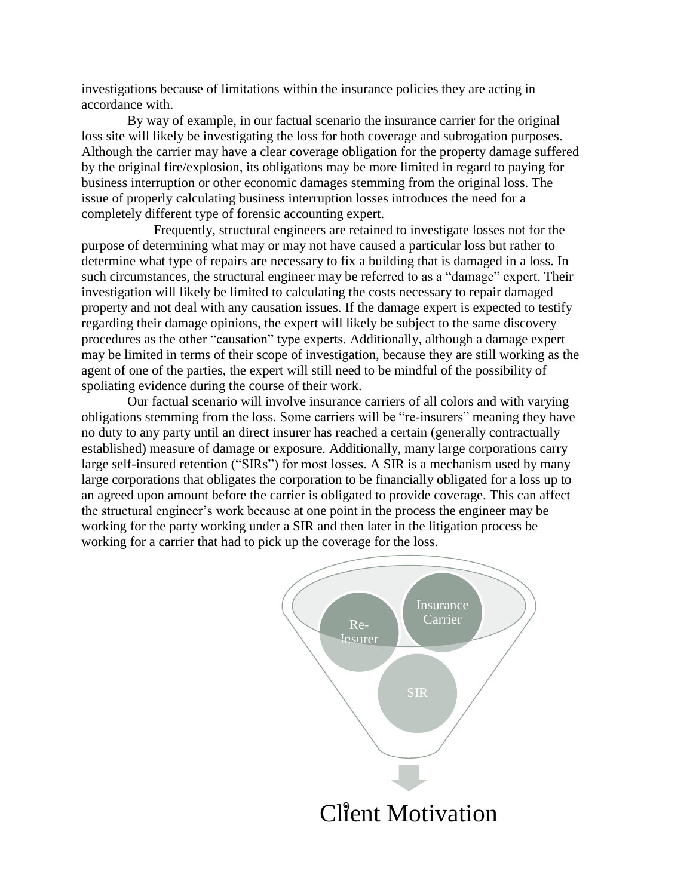investigations because of limitations within the insurance policies they are acting in accordance with.

By way of example, in our factual scenario the insurance carrier for the original loss site will likely be investigating the loss for both coverage and subrogation purposes. Although the carrier may have a clear coverage obligation for the property damage suffered by the original fire/explosion, its obligations may be more limited in regard to paying for business interruption or other economic damages stemming from the original loss. The issue of properly calculating business interruption losses introduces the need for a completely different type of forensic accounting expert.

Frequently, structural engineers are retained to investigate losses not for the purpose of determining what may or may not have caused a particular loss but rather to determine what type of repairs are necessary to fix a building that is damaged in a loss. In such circumstances, the structural engineer may be referred to as a "damage" expert. Their investigation will likely be limited to calculating the costs necessary to repair damaged property and not deal with any causation issues. If the damage expert is expected to testify regarding their damage opinions, the expert will likely be subject to the same discovery procedures as the other "causation" type experts. Additionally, although a damage expert may be limited in terms of their scope of investigation, because they are still working as the agent of one of the parties, the expert will still need to be mindful of the possibility of spoliating evidence during the course of their work.

Our factual scenario will involve insurance carriers of all colors and with varying obligations stemming from the loss. Some carriers will be "re-insurers" meaning they have no duty to any party until an direct insurer has reached a certain (generally contractually established) measure of damage or exposure. Additionally, many large corporations carry large self-insured retention ("SIRs") for most losses. A SIR is a mechanism used by many large corporations that obligates the corporation to be financially obligated for a loss up to an agreed upon amount before the carrier is obligated to provide coverage. This can affect the structural engineer's work because at one point in the process the engineer may be working for the party working under a SIR and then later in the litigation process be working for a carrier that had to pick up the coverage for the loss.

Re-Insurer

Insurance Carrier

SIR

Client Motivation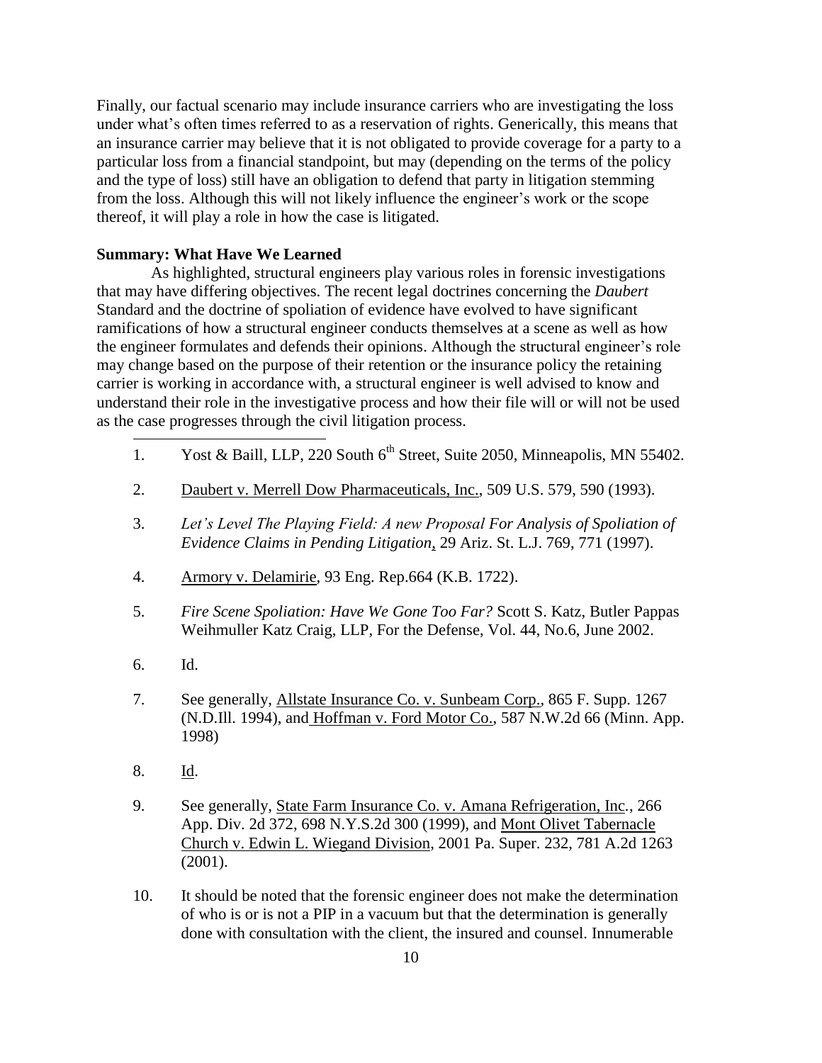Finally, our factual scenario may include insurance carriers who are investigating the loss under what's often times referred to as a reservation of rights. Generically, this means that an insurance carrier may believe that it is not obligated to provide coverage for a party to a particular loss from a financial standpoint, but may (depending on the terms of the policy and the type of loss) still have an obligation to defend that party in litigation stemming from the loss. Although this will not likely influence the engineer's work or the scope thereof, it will play a role in how the case is litigated.

**Summary: What Have We Learned**

As highlighted, structural engineers play various roles in forensic investigations that may have differing objectives. The recent legal doctrines concerning the *Daubert* Standard and the doctrine of spoliation of evidence have evolved to have significant ramifications of how a structural engineer conducts themselves at a scene as well as how the engineer formulates and defends their opinions. Although the structural engineer's role may change based on the purpose of their retention or the insurance policy the retaining carrier is working in accordance with, a structural engineer is well advised to know and understand their role in the investigative process and how their file will or will not be used as the case progresses through the civil litigation process.

---

1. Yost & Baill, LLP, 220 South 6th Street, Suite 2050, Minneapolis, MN 55402.
2. Daubert v. Merrell Dow Pharmaceuticals, Inc., 509 U.S. 579, 590 (1993).
3. *Let's Level The Playing Field: A new Proposal For Analysis of Spoliation of Evidence Claims in Pending Litigation*, 29 Ariz. St. L.J. 769, 771 (1997).
4. Armory v. Delamirie, 93 Eng. Rep.664 (K.B. 1722).
5. *Fire Scene Spoliation: Have We Gone Too Far?* Scott S. Katz, Butler Pappas Weihmuller Katz Craig, LLP, For the Defense, Vol. 44, No.6, June 2002.
6. Id.
7. See generally, Allstate Insurance Co. v. Sunbeam Corp., 865 F. Supp. 1267 (N.D.Ill. 1994), and Hoffman v. Ford Motor Co., 587 N.W.2d 66 (Minn. App. 1998)
8. Id.
9. See generally, State Farm Insurance Co. v. Amana Refrigeration, Inc., 266 App. Div. 2d 372, 698 N.Y.S.2d 300 (1999), and Mont Olivet Tabernacle Church v. Edwin L. Wiegand Division, 2001 Pa. Super. 232, 781 A.2d 1263 (2001).
10. It should be noted that the forensic engineer does not make the determination of who is or is not a PIP in a vacuum but that the determination is generally done with consultation with the client, the insured and counsel. Innumerable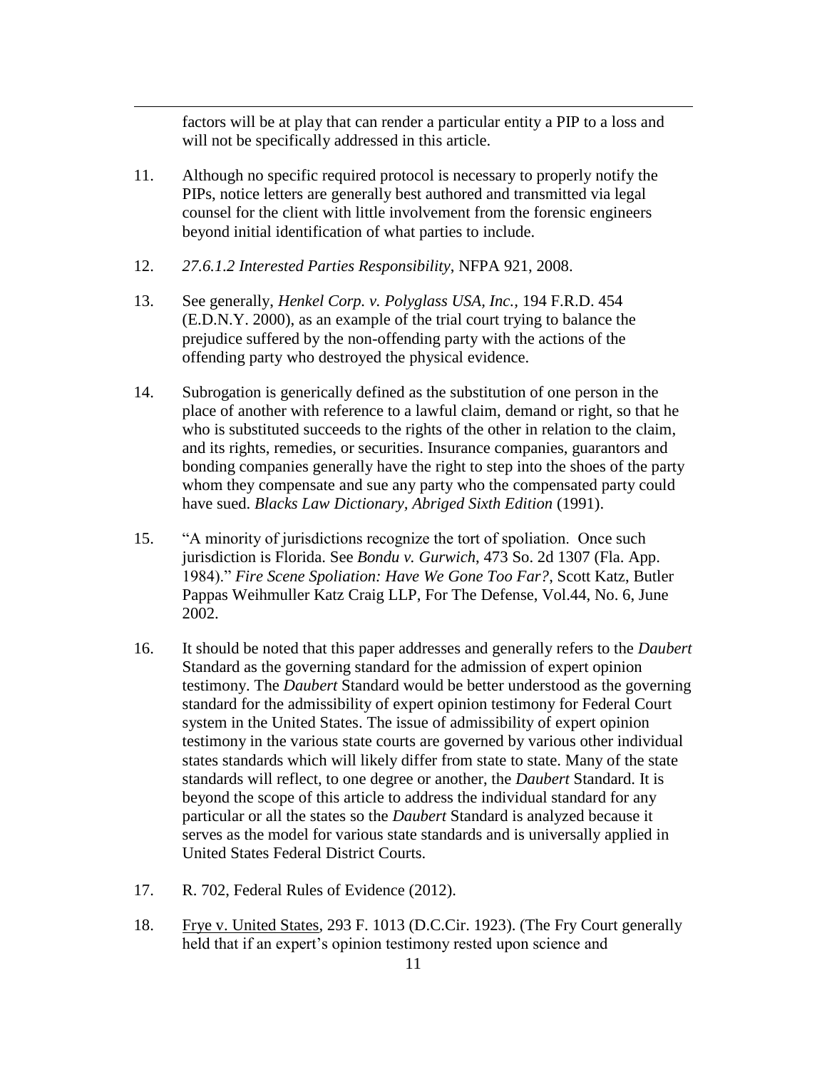factors will be at play that can render a particular entity a PIP to a loss and will not be specifically addressed in this article.

11. Although no specific required protocol is necessary to properly notify the PIPs, notice letters are generally best authored and transmitted via legal counsel for the client with little involvement from the forensic engineers beyond initial identification of what parties to include.

12. *27.6.1.2 Interested Parties Responsibility*, NFPA 921, 2008.

13. See generally, *Henkel Corp. v. Polyglass USA, Inc.*, 194 F.R.D. 454 (E.D.N.Y. 2000), as an example of the trial court trying to balance the prejudice suffered by the non-offending party with the actions of the offending party who destroyed the physical evidence.

14. Subrogation is generically defined as the substitution of one person in the place of another with reference to a lawful claim, demand or right, so that he who is substituted succeeds to the rights of the other in relation to the claim, and its rights, remedies, or securities. Insurance companies, guarantors and bonding companies generally have the right to step into the shoes of the party whom they compensate and sue any party who the compensated party could have sued. *Blacks Law Dictionary, Abriged Sixth Edition* (1991).

15. "A minority of jurisdictions recognize the tort of spoliation. Once such jurisdiction is Florida. See *Bondu v. Gurwich*, 473 So. 2d 1307 (Fla. App. 1984)." *Fire Scene Spoliation: Have We Gone Too Far?*, Scott Katz, Butler Pappas Weihmuller Katz Craig LLP, For The Defense, Vol.44, No. 6, June 2002.

16. It should be noted that this paper addresses and generally refers to the *Daubert* Standard as the governing standard for the admission of expert opinion testimony. The *Daubert* Standard would be better understood as the governing standard for the admissibility of expert opinion testimony for Federal Court system in the United States. The issue of admissibility of expert opinion testimony in the various state courts are governed by various other individual states standards which will likely differ from state to state. Many of the state standards will reflect, to one degree or another, the *Daubert* Standard. It is beyond the scope of this article to address the individual standard for any particular or all the states so the *Daubert* Standard is analyzed because it serves as the model for various state standards and is universally applied in United States Federal District Courts.

17. R. 702, Federal Rules of Evidence (2012).

18. Frye v. United States, 293 F. 1013 (D.C.Cir. 1923). (The Fry Court generally held that if an expert's opinion testimony rested upon science and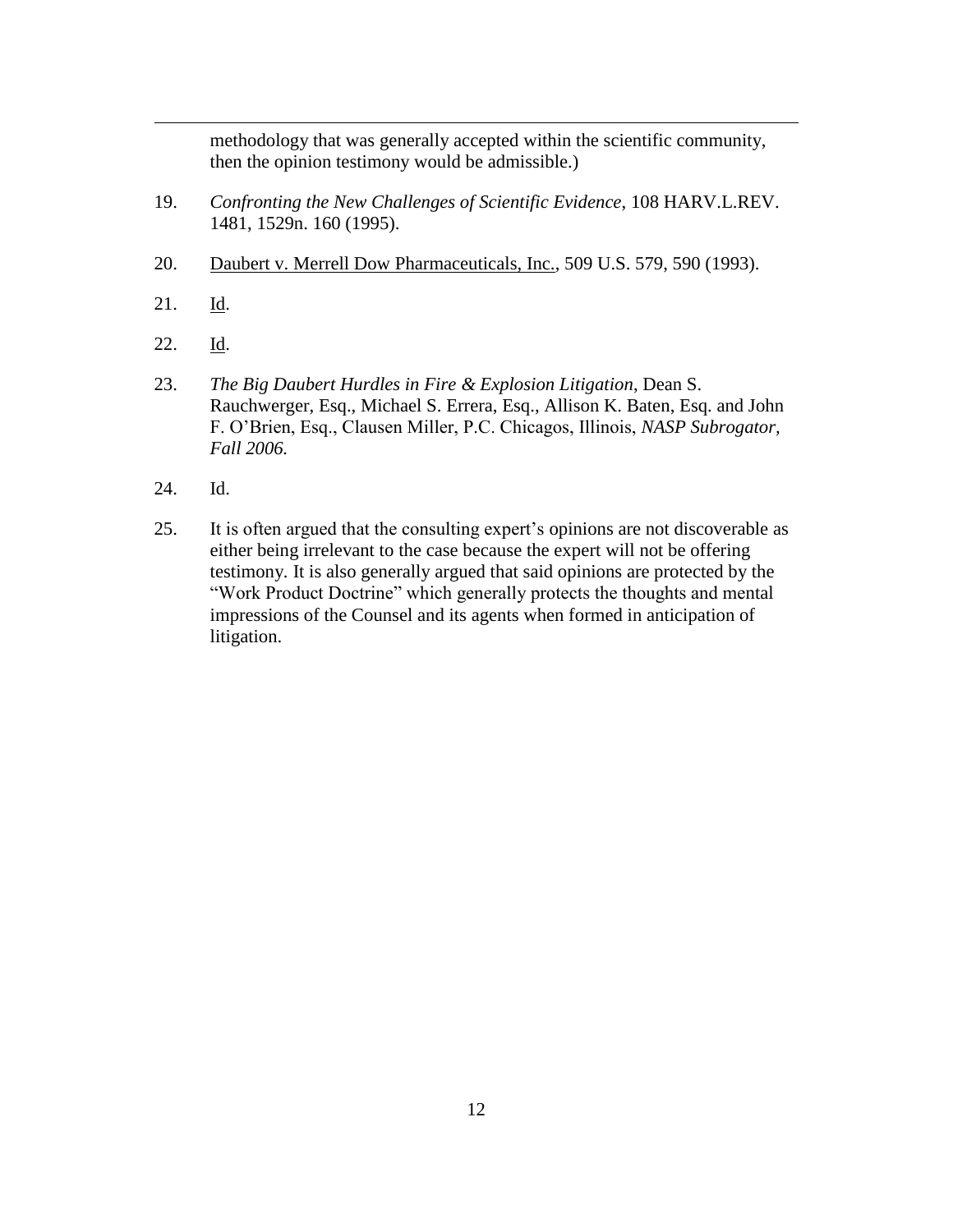methodology that was generally accepted within the scientific community, then the opinion testimony would be admissible.)

19. *Confronting the New Challenges of Scientific Evidence*, 108 HARV.L.REV. 1481, 1529n. 160 (1995).

20. Daubert v. Merrell Dow Pharmaceuticals, Inc., 509 U.S. 579, 590 (1993).

21. Id.

22. Id.

23. *The Big Daubert Hurdles in Fire & Explosion Litigation*, Dean S. Rauchwerger, Esq., Michael S. Errera, Esq., Allison K. Baten, Esq. and John F. O'Brien, Esq., Clausen Miller, P.C. Chicagos, Illinois, *NASP Subrogator, Fall 2006.*

24. Id.

25. It is often argued that the consulting expert's opinions are not discoverable as either being irrelevant to the case because the expert will not be offering testimony. It is also generally argued that said opinions are protected by the "Work Product Doctrine" which generally protects the thoughts and mental impressions of the Counsel and its agents when formed in anticipation of litigation.